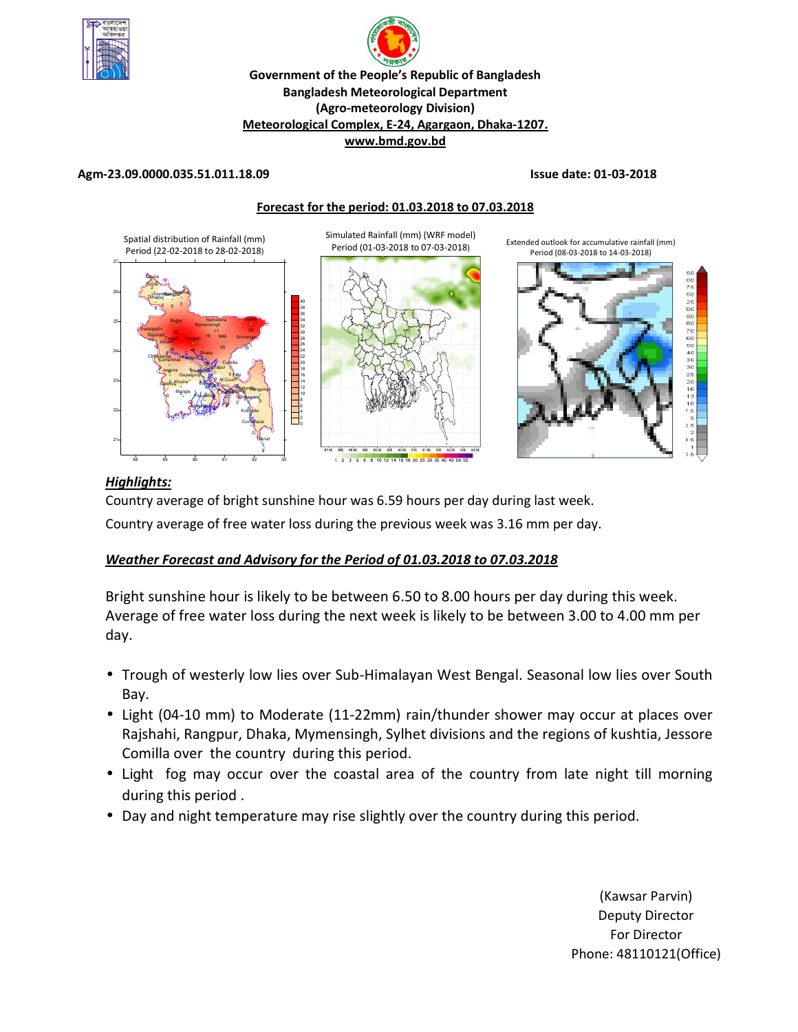**Government of the People's Republic of Bangladesh**
**Bangladesh Meteorological Department**
**(Agro-meteorology Division)**
**Meteorological Complex, E-24, Agargaon, Dhaka-1207.**
**www.bmd.gov.bd**

**Agm-23.09.0000.035.51.011.18.09** **Issue date: 01-03-2018**

**Forecast for the period: 01.03.2018 to 07.03.2018**

Spatial distribution of Rainfall (mm) Period (22-02-2018 to 28-02-2018)

Simulated Rainfall (mm) (WRF model) Period (01-03-2018 to 07-03-2018)

Extended outlook for accumulative rainfall (mm) Period (08-03-2018 to 14-03-2018)

***Highlights:***

Country average of bright sunshine hour was 6.59 hours per day during last week.

Country average of free water loss during the previous week was 3.16 mm per day.

***Weather Forecast and Advisory for the Period of 01.03.2018 to 07.03.2018***

Bright sunshine hour is likely to be between 6.50 to 8.00 hours per day during this week. Average of free water loss during the next week is likely to be between 3.00 to 4.00 mm per day.

- Trough of westerly low lies over Sub-Himalayan West Bengal. Seasonal low lies over South Bay.
- Light (04-10 mm) to Moderate (11-22mm) rain/thunder shower may occur at places over Rajshahi, Rangpur, Dhaka, Mymensingh, Sylhet divisions and the regions of kushtia, Jessore Comilla over the country during this period.
- Light fog may occur over the coastal area of the country from late night till morning during this period .
- Day and night temperature may rise slightly over the country during this period.

(Kawsar Parvin)
Deputy Director
For Director
Phone: 48110121(Office)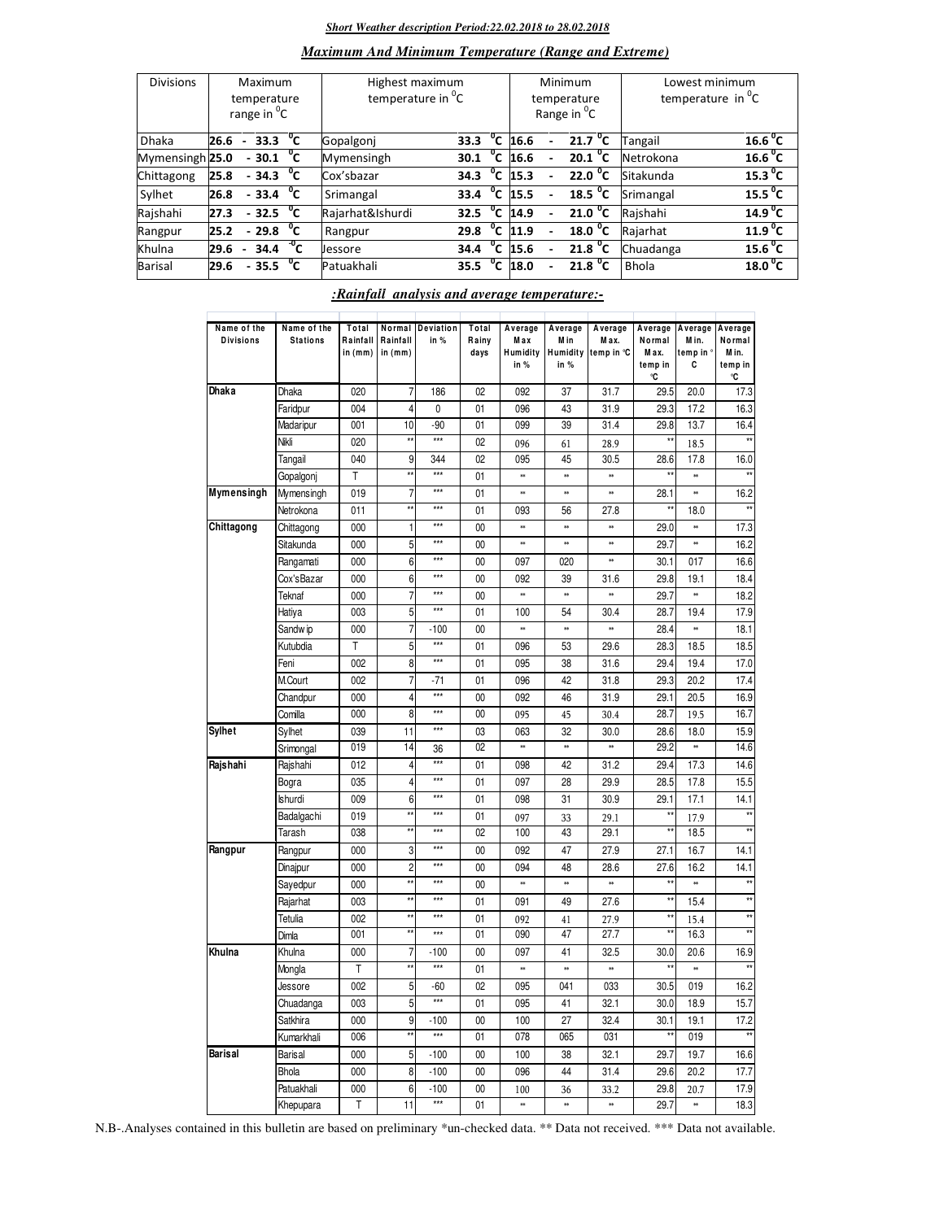***Short Weather description Period:22.02.2018 to 28.02.2018***

***Maximum And Minimum Temperature (Range and Extreme)***

| Divisions | Maximum temperature range in $^0$C | Highest maximum temperature in $^0$C | | Minimum temperature Range in $^0$C | Lowest minimum temperature in $^0$C | |
|---|---|---|---|---|---|---|
| Dhaka | 26.6 - 33.3 $^0$C | Gopalgonj | 33.3 $^0$C | 16.6 - 21.7 $^0$C | Tangail | 16.6 $^0$C |
| Mymensingh | 25.0 - 30.1 $^0$C | Mymensingh | 30.1 $^0$C | 16.6 - 20.1 $^0$C | Netrokona | 16.6 $^0$C |
| Chittagong | 25.8 - 34.3 $^0$C | Cox'sbazar | 34.3 $^0$C | 15.3 - 22.0 $^0$C | Sitakunda | 15.3 $^0$C |
| Sylhet | 26.8 - 33.4 $^0$C | Srimangal | 33.4 $^0$C | 15.5 - 18.5 $^0$C | Srimangal | 15.5 $^0$C |
| Rajshahi | 27.3 - 32.5 $^0$C | Rajarhat&Ishurdi | 32.5 $^0$C | 14.9 - 21.0 $^0$C | Rajshahi | 14.9 $^0$C |
| Rangpur | 25.2 - 29.8 $^0$C | Rangpur | 29.8 $^0$C | 11.9 - 18.0 $^0$C | Rajarhat | 11.9 $^0$C |
| Khulna | 29.6 - 34.4 $^0$C | Jessore | 34.4 $^0$C | 15.6 - 21.8 $^0$C | Chuadanga | 15.6 $^0$C |
| Barisal | 29.6 - 35.5 $^0$C | Patuakhali | 35.5 $^0$C | 18.0 - 21.8 $^0$C | Bhola | 18.0 $^0$C |

***:Rainfall analysis and average temperature:-***

| Name of the Divisions | Name of the Stations | Total Rainfall in (mm) | Normal Rainfall in (mm) | Deviation in % | Total Rainy days | Average Max Humidity in % | Average Min Humidity in % | Average Max. temp in ℃ | Average Normal Max. temp in ℃ | Average Min. temp in ° C | Average Normal Min. temp in ℃ |
|---|---|---|---|---|---|---|---|---|---|---|---|
| Dhaka | Dhaka | 020 | 7 | 186 | 02 | 092 | 37 | 31.7 | 29.5 | 20.0 | 17.3 |
| | Faridpur | 004 | 4 | 0 | 01 | 096 | 43 | 31.9 | 29.3 | 17.2 | 16.3 |
| | Madaripur | 001 | 10 | -90 | 01 | 099 | 39 | 31.4 | 29.8 | 13.7 | 16.4 |
| | Nikli | 020 | ** | *** | 02 | 096 | 61 | 28.9 | ** | 18.5 | ** |
| | Tangail | 040 | 9 | 344 | 02 | 095 | 45 | 30.5 | 28.6 | 17.8 | 16.0 |
| | Gopalgonj | T | ** | *** | 01 | ** | ** | ** | ** | ** | ** |
| Mymensingh | Mymensingh | 019 | 7 | *** | 01 | ** | ** | ** | 28.1 | ** | 16.2 |
| | Netrokona | 011 | ** | *** | 01 | 093 | 56 | 27.8 | ** | 18.0 | ** |
| Chittagong | Chittagong | 000 | 1 | *** | 00 | ** | ** | ** | 29.0 | ** | 17.3 |
| | Sitakunda | 000 | 5 | *** | 00 | ** | ** | ** | 29.7 | ** | 16.2 |
| | Rangamati | 000 | 6 | *** | 00 | 097 | 020 | ** | 30.1 | 017 | 16.6 |
| | Cox'sBazar | 000 | 6 | *** | 00 | 092 | 39 | 31.6 | 29.8 | 19.1 | 18.4 |
| | Teknaf | 000 | 7 | *** | 00 | ** | ** | ** | 29.7 | ** | 18.2 |
| | Hatiya | 003 | 5 | *** | 01 | 100 | 54 | 30.4 | 28.7 | 19.4 | 17.9 |
| | Sandwip | 000 | 7 | -100 | 00 | ** | ** | ** | 28.4 | ** | 18.1 |
| | Kutubdia | T | 5 | *** | 01 | 096 | 53 | 29.6 | 28.3 | 18.5 | 18.5 |
| | Feni | 002 | 8 | *** | 01 | 095 | 38 | 31.6 | 29.4 | 19.4 | 17.0 |
| | M.Court | 002 | 7 | -71 | 01 | 096 | 42 | 31.8 | 29.3 | 20.2 | 17.4 |
| | Chandpur | 000 | 4 | *** | 00 | 092 | 46 | 31.9 | 29.1 | 20.5 | 16.9 |
| | Comilla | 000 | 8 | *** | 00 | 095 | 45 | 30.4 | 28.7 | 19.5 | 16.7 |
| Sylhet | Sylhet | 039 | 11 | *** | 03 | 063 | 32 | 30.0 | 28.6 | 18.0 | 15.9 |
| | Srimongal | 019 | 14 | 36 | 02 | ** | ** | ** | 29.2 | ** | 14.6 |
| Rajshahi | Rajshahi | 012 | 4 | *** | 01 | 098 | 42 | 31.2 | 29.4 | 17.3 | 14.6 |
| | Bogra | 035 | 4 | *** | 01 | 097 | 28 | 29.9 | 28.5 | 17.8 | 15.5 |
| | Ishurdi | 009 | 6 | *** | 01 | 098 | 31 | 30.9 | 29.1 | 17.1 | 14.1 |
| | Badalgachi | 019 | ** | *** | 01 | 097 | 33 | 29.1 | ** | 17.9 | ** |
| | Tarash | 038 | ** | *** | 02 | 100 | 43 | 29.1 | ** | 18.5 | ** |
| Rangpur | Rangpur | 000 | 3 | *** | 00 | 092 | 47 | 27.9 | 27.1 | 16.7 | 14.1 |
| | Dinajpur | 000 | 2 | *** | 00 | 094 | 48 | 28.6 | 27.6 | 16.2 | 14.1 |
| | Sayedpur | 000 | ** | *** | 00 | ** | ** | ** | ** | ** | ** |
| | Rajarhat | 003 | ** | *** | 01 | 091 | 49 | 27.6 | ** | 15.4 | ** |
| | Tetulia | 002 | ** | *** | 01 | 092 | 41 | 27.9 | ** | 15.4 | ** |
| | Dimla | 001 | ** | *** | 01 | 090 | 47 | 27.7 | ** | 16.3 | ** |
| Khulna | Khulna | 000 | 7 | -100 | 00 | 097 | 41 | 32.5 | 30.0 | 20.6 | 16.9 |
| | Mongla | T | ** | *** | 01 | ** | ** | ** | ** | ** | ** |
| | Jessore | 002 | 5 | -60 | 02 | 095 | 041 | 033 | 30.5 | 019 | 16.2 |
| | Chuadanga | 003 | 5 | *** | 01 | 095 | 41 | 32.1 | 30.0 | 18.9 | 15.7 |
| | Satkhira | 000 | 9 | -100 | 00 | 100 | 27 | 32.4 | 30.1 | 19.1 | 17.2 |
| | Kumarkhali | 006 | ** | *** | 01 | 078 | 065 | 031 | ** | 019 | ** |
| Barisal | Barisal | 000 | 5 | -100 | 00 | 100 | 38 | 32.1 | 29.7 | 19.7 | 16.6 |
| | Bhola | 000 | 8 | -100 | 00 | 096 | 44 | 31.4 | 29.6 | 20.2 | 17.7 |
| | Patuakhali | 000 | 6 | -100 | 00 | 100 | 36 | 33.2 | 29.8 | 20.7 | 17.9 |
| | Khepupara | T | 11 | *** | 01 | ** | ** | ** | 29.7 | ** | 18.3 |

N.B-.Analyses contained in this bulletin are based on preliminary *un-checked data. ** Data not received. *** Data not available.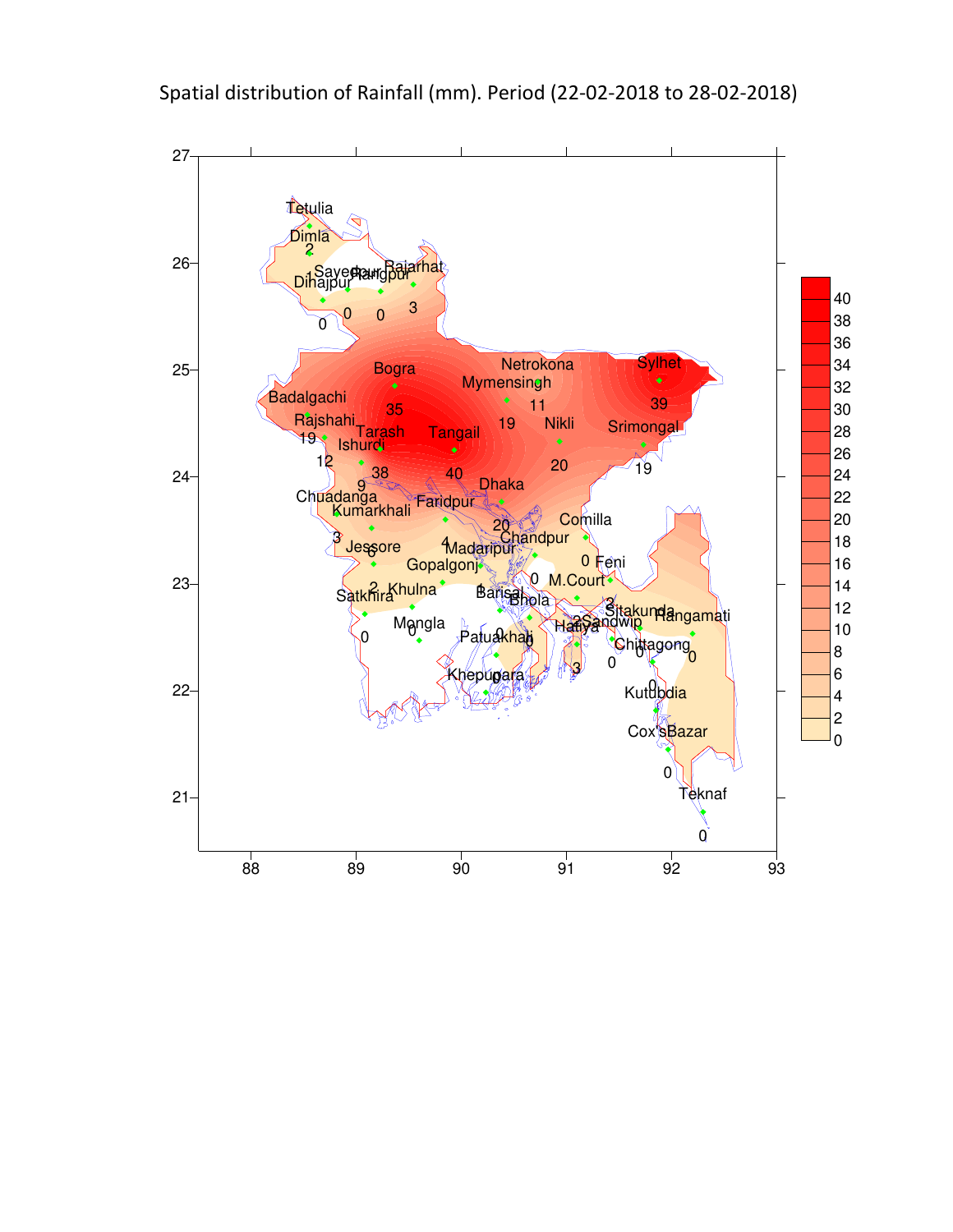Spatial distribution of Rainfall (mm). Period (22-02-2018 to 28-02-2018)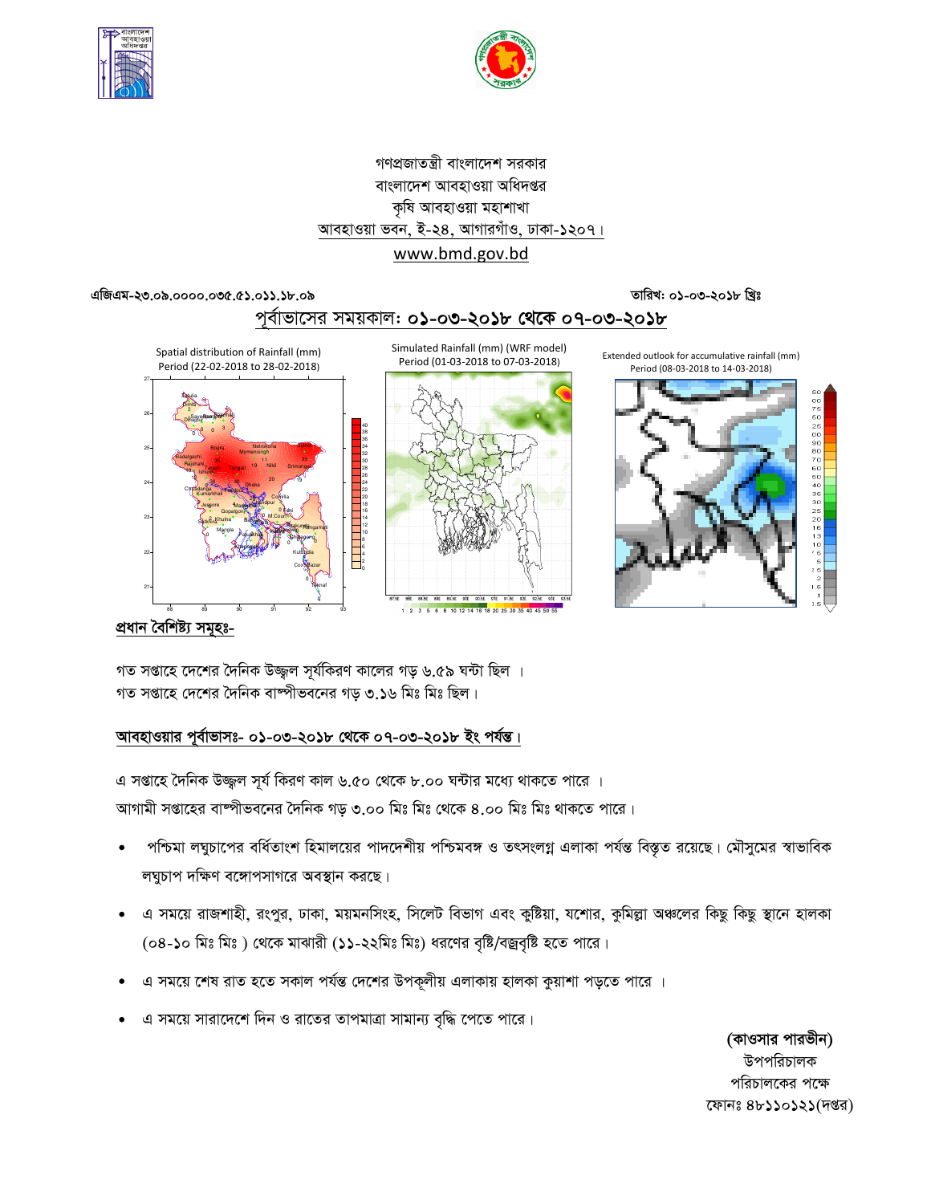গণপ্রজাতন্ত্রী বাংলাদেশ সরকার
বাংলাদেশ আবহাওয়া অধিদপ্তর
কৃষি আবহাওয়া মহাশাখা
আবহাওয়া ভবন, ই-২৪, আগারগাঁও, ঢাকা-১২০৭।
www.bmd.gov.bd

এজিএম-২৩.০৯.০০০০.০৩৫.৫১.০১১.১৮.০৯ | তারিখ: ০১-০৩-২০১৮ খ্রিঃ

পূর্বাভাসের সময়কাল: ০১-০৩-২০১৮ থেকে ০৭-০৩-২০১৮

Spatial distribution of Rainfall (mm)
Period (22-02-2018 to 28-02-2018)

Simulated Rainfall (mm) (WRF model)
Period (01-03-2018 to 07-03-2018)

Extended outlook for accumulative rainfall (mm)
Period (08-03-2018 to 14-03-2018)

## প্রধান বৈশিষ্ট্য সমূহঃ-

গত সপ্তাহে দেশের দৈনিক উজ্জ্বল সূর্যকিরণ কালের গড় ৬.৫৯ ঘন্টা ছিল ।
গত সপ্তাহে দেশের দৈনিক বাষ্পীভবনের গড় ৩.১৬ মিঃ মিঃ ছিল।

## আবহাওয়ার পূর্বাভাসঃ- ০১-০৩-২০১৮ থেকে ০৭-০৩-২০১৮ ইং পর্যন্ত।

এ সপ্তাহে দৈনিক উজ্জ্বল সূর্য কিরণ কাল ৬.৫০ থেকে ৮.০০ ঘন্টার মধ্যে থাকতে পারে ।
আগামী সপ্তাহের বাষ্পীভবনের দৈনিক গড় ৩.০০ মিঃ মিঃ থেকে ৪.০০ মিঃ মিঃ থাকতে পারে।

- পশ্চিমা লঘুচাপের বর্ধিতাংশ হিমালয়ের পাদদেশীয় পশ্চিমবঙ্গ ও তৎসংলগ্ন এলাকা পর্যন্ত বিস্তৃত রয়েছে। মৌসুমের স্বাভাবিক লঘুচাপ দক্ষিণ বঙ্গোপসাগরে অবস্থান করছে।
- এ সময়ে রাজশাহী, রংপুর, ঢাকা, ময়মনসিংহ, সিলেট বিভাগ এবং কুষ্টিয়া, যশোর, কুমিল্লা অঞ্চলের কিছু কিছু স্থানে হালকা (০৪-১০ মিঃ মিঃ ) থেকে মাঝারী (১১-২২মিঃ মিঃ) ধরণের বৃষ্টি/বজ্রবৃষ্টি হতে পারে।
- এ সময়ে শেষ রাত হতে সকাল পর্যন্ত দেশের উপকূলীয় এলাকায় হালকা কুয়াশা পড়তে পারে ।
- এ সময়ে সারাদেশে দিন ও রাতের তাপমাত্রা সামান্য বৃদ্ধি পেতে পারে।

**(কাওসার পারভীন)**
উপপরিচালক
পরিচালকের পক্ষে
ফোনঃ ৪৮১১০১২১(দপ্তর)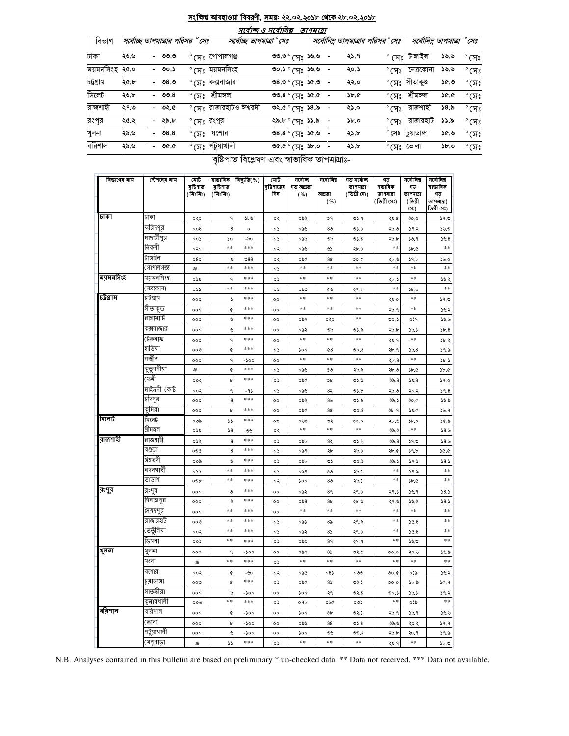## সংক্ষিপ্ত আবহাওয়া বিবরণী, সময়: ২২.০২.২০১৮ থেকে ২৮.০২.২০১৮

### সর্বোচ্চ ও সর্বোনিম্ন তাপমাত্রা

| বিভাগ | সর্বোচ্চ তাপমাত্রার পরিসর °সেঃ | সর্বোচ্চ তাপমাত্রা °সেঃ | | সর্বোনিম্ন তাপমাত্রার পরিসর °সেঃ | সর্বোনিম্ন তাপমাত্রা °সেঃ | |
|---|---|---|---|---|---|---|
| ঢাকা | ২৬.৬ - ৩৩.৩ °সেঃ | গোপালগঞ্জ | ৩৩.৩ °সেঃ | ১৬.৬ - ২১.৭ °সেঃ | টাঙ্গাইল | ১৬.৬ °সেঃ |
| ময়মনসিংহ | ২৫.০ - ৩০.১ °সেঃ | ময়মনসিংহ | ৩০.১ °সেঃ | ১৬.৬ - ২০.১ °সেঃ | নেত্রকোনা | ১৬.৬ °সেঃ |
| চট্টগ্রাম | ২৫.৮ - ৩৪.৩ °সেঃ | কক্সবাজার | ৩৪.৩ °সেঃ | ১৫.৩ - ২২.০ °সেঃ | সীতাকুণ্ড | ১৫.৩ °সেঃ |
| সিলেট | ২৬.৮ - ৩৩.৪ °সেঃ | শ্রীমঙ্গল | ৩৩.৪ °সেঃ | ১৫.৫ - ১৮.৫ °সেঃ | শ্রীমঙ্গল | ১৫.৫ °সেঃ |
| রাজশাহী | ২৭.৩ - ৩২.৫ °সেঃ | রাজারহাটও ঈশ্বরদী | ৩২.৫ °সেঃ | ১৪.৯ - ২১.০ °সেঃ | রাজশাহী | ১৪.৯ °সেঃ |
| রংপুর | ২৫.২ - ২৯.৮ °সেঃ | রংপুর | ২৯.৮ °সেঃ | ১১.৯ - ১৮.০ °সেঃ | রাজারহাট | ১১.৯ °সেঃ |
| খুলনা | ২৯.৬ - ৩৪.৪ °সেঃ | যশোর | ৩৪.৪ °সেঃ | ১৫.৬ - ২১.৮ °সেঃ | চুয়াডাঙ্গা | ১৫.৬ °সেঃ |
| বরিশাল | ২৯.৬ - ৩৫.৫ °সেঃ | পটুয়াখালী | ৩৫.৫ °সেঃ | ১৮.০ - ২১.৮ °সেঃ | ভোলা | ১৮.০ °সেঃ |

### বৃষ্টিপাত বিশ্লেষণ এবং স্বাভাবিক তাপমাত্রাঃ-

| বিভাগের নাম | স্টেশনের নাম | মোট বৃষ্টিপাত (মিঃমিঃ) | স্বাভাবিক বৃষ্টিপাত (মিঃমিঃ) | বিচ্যুতি(%) | মোট বৃষ্টিপাতের দিন | সর্বোচ্চ গড় আদ্রতা (%) | সর্বোনিম্ন আদ্রতা (%) | গড় সর্বোচ্চ তাপমাত্রা (ডিগ্রী সেঃ) | গড় স্বাভাবিক তাপমাত্রা (ডিগ্রী সেঃ) | সর্বোনিম্ন গড় তাপমাত্রা (ডিগ্রী সেঃ) | সর্বোনিম্ন স্বাভাবিক গড় তাপমাত্রা(ডিগ্রী সেঃ) |
|---|---|---|---|---|---|---|---|---|---|---|---|
| ঢাকা | ঢাকা | ০২০ | ৭ | ১৮৬ | ০২ | ০৯২ | ৩৭ | ৩১.৭ | ২৯.৫ | ২০.০ | ১৭.৩ |
| | ফরিদপুর | ০০৪ | ৪ | ০ | ০১ | ০৯৬ | ৪৩ | ৩১.৯ | ২৯.৩ | ১৭.২ | ১৬.৩ |
| | মাদারীপুর | ০০১ | ১০ | -৯০ | ০১ | ০৯৯ | ৩৯ | ৩১.৪ | ২৯.৮ | ১৩.৭ | ১৬.৪ |
| | নিকলী | ০২০ | ** | *** | ০২ | ০৯৬ | ৬১ | ২৮.৯ | ** | ১৮.৫ | ** |
| | টাঙ্গাইল | ০৪০ | ৯ | ৩৪৪ | ০২ | ০৯৫ | ৪৫ | ৩০.৫ | ২৮.৬ | ১৭.৮ | ১৬.০ |
| | গোপালগঞ্জ | ঞ | ** | *** | ০১ | ** | ** | ** | ** | ** | ** |
| ময়মনসিংহ | ময়মনসিংহ | ০১৯ | ৭ | *** | ০১ | ** | ** | ** | ২৮.১ | ** | ১৬.২ |
| | নেত্রকোনা | ০১১ | ** | *** | ০১ | ০৯৩ | ৫৬ | ২৭.৮ | ** | ১৮.০ | ** |
| চট্টগ্রাম | চট্টগ্রাম | ০০০ | ১ | *** | ০০ | ** | ** | ** | ২৯.০ | ** | ১৭.৩ |
| | সীতাকুন্ড | ০০০ | ৫ | *** | ০০ | ** | ** | ** | ২৯.৭ | ** | ১৬.২ |
| | রাঙ্গামাটি | ০০০ | ৬ | *** | ০০ | ০৯৭ | ০২০ | ** | ৩০.১ | ০১৭ | ১৬.৬ |
| | কক্সবাজার | ০০০ | ৬ | *** | ০০ | ০৯২ | ৩৯ | ৩১.৬ | ২৯.৮ | ১৯.১ | ১৮.৪ |
| | টেকনাফ | ০০০ | ৭ | *** | ০০ | ** | ** | ** | ২৯.৭ | ** | ১৮.২ |
| | হাতিয়া | ০০৩ | ৫ | *** | ০১ | ১০০ | ৫৪ | ৩০.৪ | ২৮.৭ | ১৯.৪ | ১৭.৯ |
| | সন্দ্বীপ | ০০০ | ৭ | -১০০ | ০০ | ** | ** | ** | ২৮.৪ | ** | ১৮.১ |
| | কুতুবদীয়া | ঞ | ৫ | *** | ০১ | ০৯৬ | ৫৩ | ২৯.৬ | ২৮.৩ | ১৮.৫ | ১৮.৫ |
| | ফেনী | ০০২ | ৮ | *** | ০১ | ০৯৫ | ৩৮ | ৩১.৬ | ২৯.৪ | ১৯.৪ | ১৭.০ |
| | মাইজদী কোর্ট | ০০২ | ৭ | -৭১ | ০১ | ০৯৬ | ৪২ | ৩১.৮ | ২৯.৩ | ২০.২ | ১৭.৪ |
| | চাঁদপুর | ০০০ | ৪ | *** | ০০ | ০৯২ | ৪৬ | ৩১.৯ | ২৯.১ | ২০.৫ | ১৬.৯ |
| | কুমিল্লা | ০০০ | ৮ | *** | ০০ | ০৯৫ | ৪৫ | ৩০.৪ | ২৮.৭ | ১৯.৫ | ১৬.৭ |
| সিলেট | সিলেট | ০৩৯ | ১১ | *** | ০৩ | ০৬৩ | ৩২ | ৩০.০ | ২৮.৬ | ১৮.০ | ১৫.৯ |
| | শ্রীমঙ্গল | ০১৯ | ১৪ | ৩৬ | ০২ | ** | ** | ** | ২৯.২ | ** | ১৪.৬ |
| রাজশাহী | রাজশাহী | ০১২ | ৪ | *** | ০১ | ০৯৮ | ৪২ | ৩১.২ | ২৯.৪ | ১৭.৩ | ১৪.৬ |
| | বগুড়া | ০৩৫ | ৪ | *** | ০১ | ০৯৭ | ২৮ | ২৯.৯ | ২৮.৫ | ১৭.৮ | ১৫.৫ |
| | ঈশ্বরদী | ০০৯ | ৬ | *** | ০১ | ০৯৮ | ৩১ | ৩০.৯ | ২৯.১ | ১৭.১ | ১৪.১ |
| | বদলগাছী | ০১৯ | ** | *** | ০১ | ০৯৭ | ৩৩ | ২৯.১ | ** | ১৭.৯ | ** |
| | তাড়াশ | ০৩৮ | ** | *** | ০২ | ১০০ | ৪৩ | ২৯.১ | ** | ১৮.৫ | ** |
| রংপুর | রংপুর | ০০০ | ৩ | *** | ০০ | ০৯২ | ৪৭ | ২৭.৯ | ২৭.১ | ১৬.৭ | ১৪.১ |
| | দিনাজপুর | ০০০ | ২ | *** | ০০ | ০৯৪ | ৪৮ | ২৮.৬ | ২৭.৬ | ১৬.২ | ১৪.১ |
| | সৈয়দপুর | ০০০ | ** | *** | ০০ | ** | ** | ** | ** | ** | ** |
| | রাজারহাট | ০০৩ | ** | *** | ০১ | ০৯১ | ৪৯ | ২৭.৬ | ** | ১৫.৪ | ** |
| | তেঁতুলিয়া | ০০২ | ** | *** | ০১ | ০৯২ | ৪১ | ২৭.৯ | ** | ১৫.৪ | ** |
| | ডিমলা | ০০১ | ** | *** | ০১ | ০৯০ | ৪৭ | ২৭.৭ | ** | ১৬.৩ | ** |
| খুলনা | খুলনা | ০০০ | ৭ | -১০০ | ০০ | ০৯৭ | ৪১ | ৩২.৫ | ৩০.০ | ২০.৬ | ১৬.৯ |
| | মংলা | ঞ | ** | *** | ০১ | ** | ** | ** | ** | ** | ** |
| | যশোর | ০০২ | ৫ | -৬০ | ০২ | ০৯৫ | ০৪১ | ০৩৩ | ৩০.৫ | ০১৯ | ১৬.২ |
| | চুয়াডাঙ্গা | ০০৩ | ৫ | *** | ০১ | ০৯৫ | ৪১ | ৩২.১ | ৩০.০ | ১৮.৯ | ১৫.৭ |
| | সাতক্ষীরা | ০০০ | ৯ | -১০০ | ০০ | ১০০ | ২৭ | ৩২.৪ | ৩০.১ | ১৯.১ | ১৭.২ |
| | কুমারখালী | ০০৬ | ** | *** | ০১ | ০৭৮ | ০৬৫ | ০৩১ | ** | ০১৯ | ** |
| বরিশাল | বরিশাল | ০০০ | ৫ | -১০০ | ০০ | ১০০ | ৩৮ | ৩২.১ | ২৯.৭ | ১৯.৭ | ১৬.৬ |
| | ভোলা | ০০০ | ৮ | -১০০ | ০০ | ০৯৬ | ৪৪ | ৩১.৪ | ২৯.৬ | ২০.২ | ১৭.৭ |
| | পটুয়াখালী | ০০০ | ৬ | -১০০ | ০০ | ১০০ | ৩৬ | ৩৩.২ | ২৯.৮ | ২০.৭ | ১৭.৯ |
| | খেপুপাড়া | ঞ | ১১ | *** | ০১ | ** | ** | ** | ২৯.৭ | ** | ১৮.৩ |

N.B. Analyses contained in this bulletin are based on preliminary * un-checked data. ** Data not received. *** Data not available.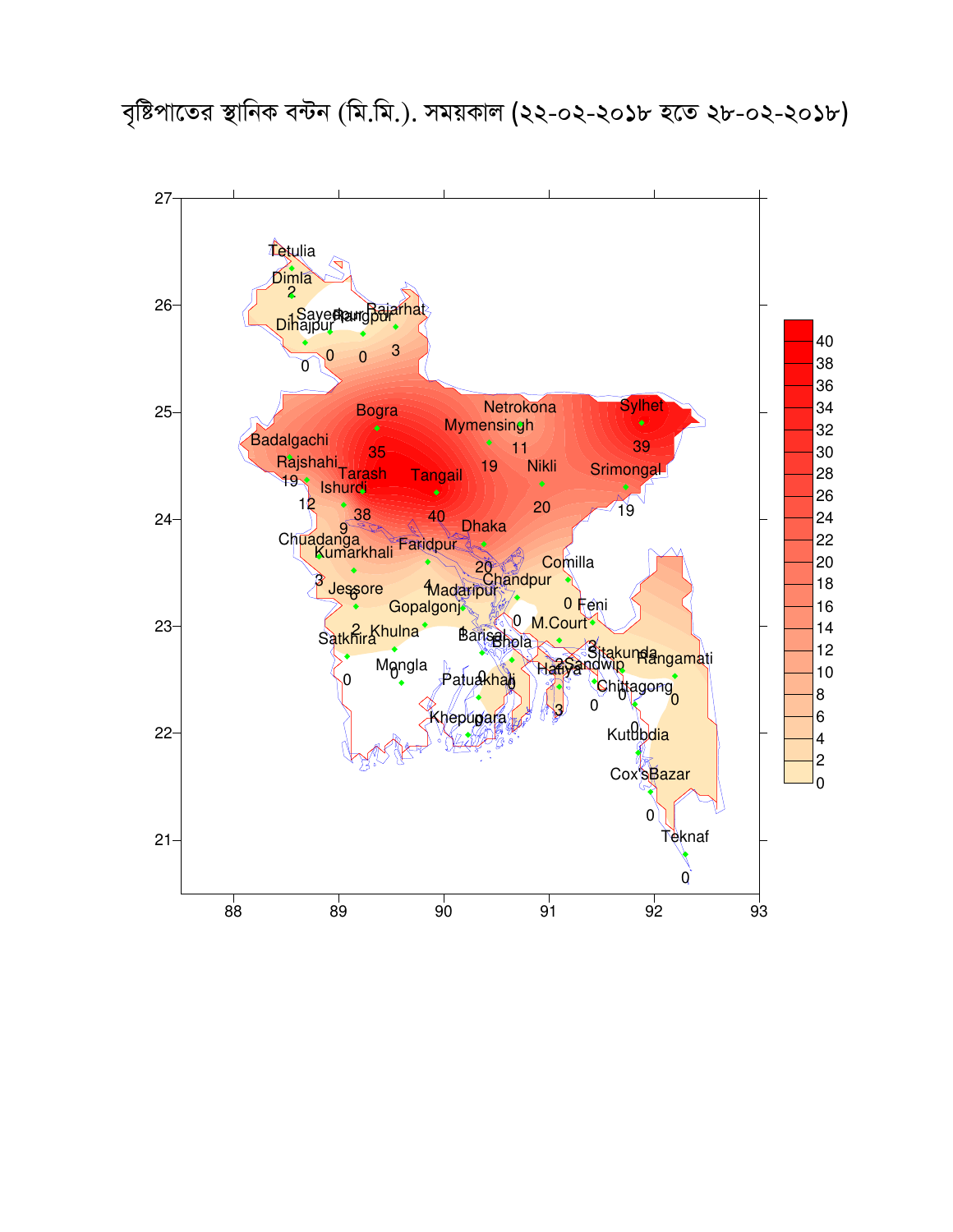# বৃষ্টিপাতের স্থানিক বন্টন (মি.মি.). সময়কাল (২২-০২-২০১৮ হতে ২৮-০২-২০১৮)

27
26
25
24
23
22
21

88
89
90
91
92
93

Tetulia
Dimla
2
Sayedpur
Rangpur
Rajarhat
Dinajpur
1
0
0
0
3
Bogra
Netrokona
Sylhet
Badalgachi
Mymensingh
35
11
39
Rajshahi
Tarash
Tangail
19
Nikli
Srimongal
19
Ishurdi
12
38
40
20
19
9
Dhaka
Chuadanga
Kumarkhali
Faridpur
20
Comilla
3
6
Jessore
4
Madaripur
Chandpur
0
Gopalgonj
Feni
0
2
Khulna
1
Barisal
M.Court
Satkhira
Bhola
3
Sitakunda
Mongla
2
Sandwip
Rangamati
0
0
Patuakhali
Hatiya
0
0
0
Chittagong
0
0
3
0
Khepupara
0
0
Kutubdia
Cox'sBazar
0
Teknaf
0

40
38
36
34
32
30
28
26
24
22
20
18
16
14
12
10
8
6
4
2
0